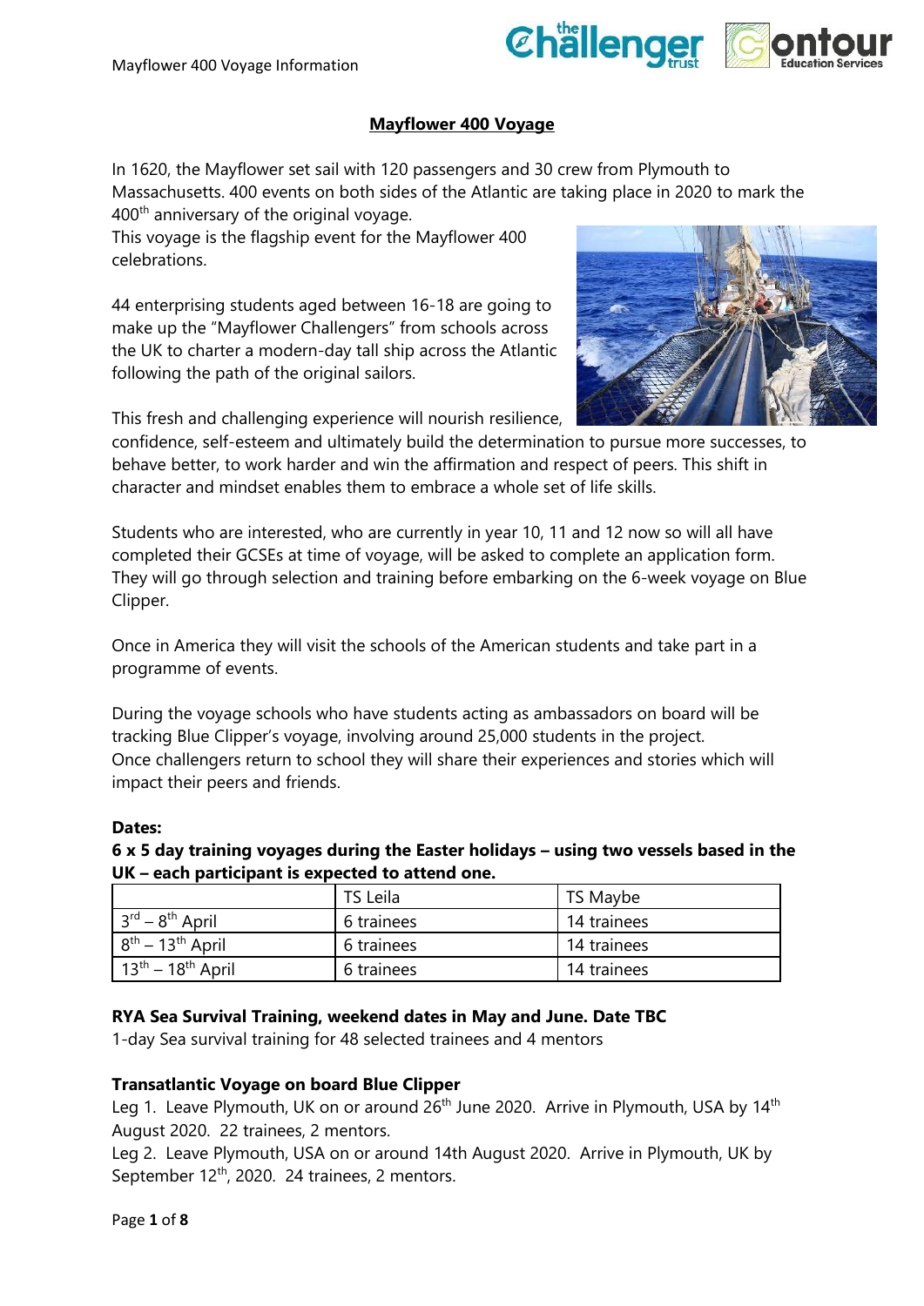# Mayflower 400 Voyage

In 1620, the Mayflower set sail with 120 passengers and 30 crew from Plymouth to Massachusetts. 400 events on both sides of the Atlantic are taking place in 2020 to mark the 400th anniversary of the original voyage.
This voyage is the flagship event for the Mayflower 400 celebrations.

44 enterprising students aged between 16-18 are going to make up the "Mayflower Challengers" from schools across the UK to charter a modern-day tall ship across the Atlantic following the path of the original sailors.

This fresh and challenging experience will nourish resilience, confidence, self-esteem and ultimately build the determination to pursue more successes, to behave better, to work harder and win the affirmation and respect of peers. This shift in character and mindset enables them to embrace a whole set of life skills.

Students who are interested, who are currently in year 10, 11 and 12 now so will all have completed their GCSEs at time of voyage, will be asked to complete an application form. They will go through selection and training before embarking on the 6-week voyage on Blue Clipper.

Once in America they will visit the schools of the American students and take part in a programme of events.

During the voyage schools who have students acting as ambassadors on board will be tracking Blue Clipper's voyage, involving around 25,000 students in the project.
Once challengers return to school they will share their experiences and stories which will impact their peers and friends.

**Dates:**

**6 x 5 day training voyages during the Easter holidays – using two vessels based in the UK – each participant is expected to attend one.**

| | TS Leila | TS Maybe |
|---|---|---|
| 3rd – 8th April | 6 trainees | 14 trainees |
| 8th – 13th April | 6 trainees | 14 trainees |
| 13th – 18th April | 6 trainees | 14 trainees |

**RYA Sea Survival Training, weekend dates in May and June. Date TBC**

1-day Sea survival training for 48 selected trainees and 4 mentors

**Transatlantic Voyage on board Blue Clipper**

Leg 1. Leave Plymouth, UK on or around 26th June 2020. Arrive in Plymouth, USA by 14th August 2020. 22 trainees, 2 mentors.
Leg 2. Leave Plymouth, USA on or around 14th August 2020. Arrive in Plymouth, UK by September 12th, 2020. 24 trainees, 2 mentors.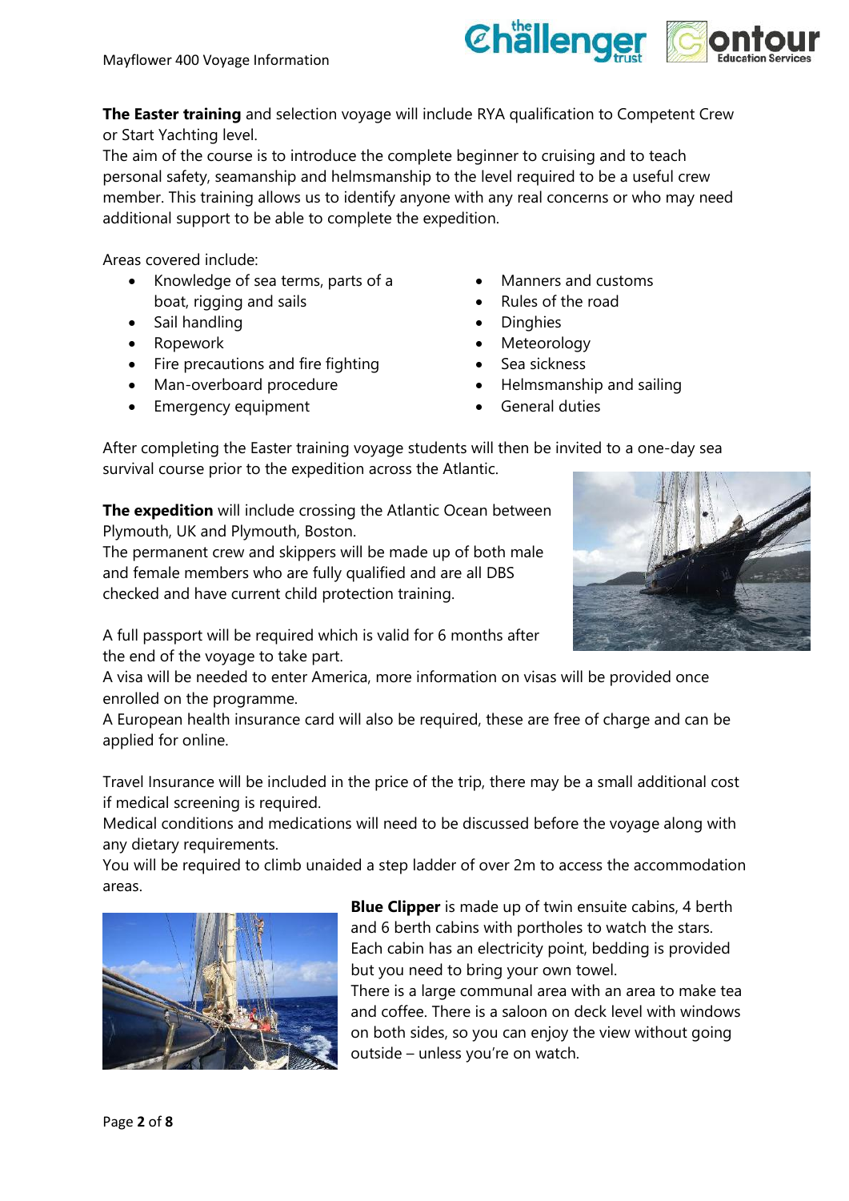**The Easter training** and selection voyage will include RYA qualification to Competent Crew or Start Yachting level.
The aim of the course is to introduce the complete beginner to cruising and to teach personal safety, seamanship and helmsmanship to the level required to be a useful crew member. This training allows us to identify anyone with any real concerns or who may need additional support to be able to complete the expedition.

Areas covered include:

- Knowledge of sea terms, parts of a boat, rigging and sails
- Sail handling
- Ropework
- Fire precautions and fire fighting
- Man-overboard procedure
- Emergency equipment
- Manners and customs
- Rules of the road
- Dinghies
- Meteorology
- Sea sickness
- Helmsmanship and sailing
- General duties

After completing the Easter training voyage students will then be invited to a one-day sea survival course prior to the expedition across the Atlantic.

**The expedition** will include crossing the Atlantic Ocean between Plymouth, UK and Plymouth, Boston.
The permanent crew and skippers will be made up of both male and female members who are fully qualified and are all DBS checked and have current child protection training.

A full passport will be required which is valid for 6 months after the end of the voyage to take part.
A visa will be needed to enter America, more information on visas will be provided once enrolled on the programme.
A European health insurance card will also be required, these are free of charge and can be applied for online.

Travel Insurance will be included in the price of the trip, there may be a small additional cost if medical screening is required.
Medical conditions and medications will need to be discussed before the voyage along with any dietary requirements.
You will be required to climb unaided a step ladder of over 2m to access the accommodation areas.

**Blue Clipper** is made up of twin ensuite cabins, 4 berth and 6 berth cabins with portholes to watch the stars. Each cabin has an electricity point, bedding is provided but you need to bring your own towel.
There is a large communal area with an area to make tea and coffee. There is a saloon on deck level with windows on both sides, so you can enjoy the view without going outside – unless you're on watch.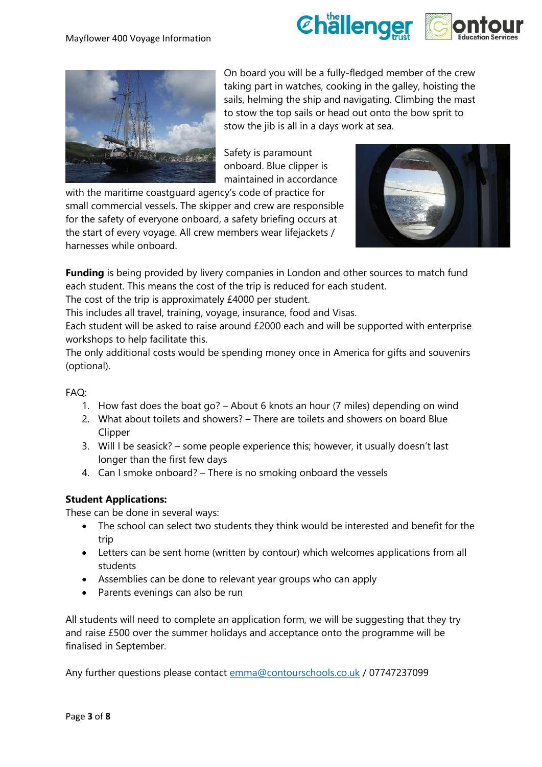On board you will be a fully-fledged member of the crew taking part in watches, cooking in the galley, hoisting the sails, helming the ship and navigating. Climbing the mast to stow the top sails or head out onto the bow sprit to stow the jib is all in a days work at sea.

Safety is paramount onboard. Blue clipper is maintained in accordance with the maritime coastguard agency's code of practice for small commercial vessels. The skipper and crew are responsible for the safety of everyone onboard, a safety briefing occurs at the start of every voyage. All crew members wear lifejackets / harnesses while onboard.

**Funding** is being provided by livery companies in London and other sources to match fund each student. This means the cost of the trip is reduced for each student.
The cost of the trip is approximately £4000 per student.
This includes all travel, training, voyage, insurance, food and Visas.
Each student will be asked to raise around £2000 each and will be supported with enterprise workshops to help facilitate this.
The only additional costs would be spending money once in America for gifts and souvenirs (optional).

FAQ:

1. How fast does the boat go? – About 6 knots an hour (7 miles) depending on wind
2. What about toilets and showers? – There are toilets and showers on board Blue Clipper
3. Will I be seasick? – some people experience this; however, it usually doesn't last longer than the first few days
4. Can I smoke onboard? – There is no smoking onboard the vessels

**Student Applications:**
These can be done in several ways:

- The school can select two students they think would be interested and benefit for the trip
- Letters can be sent home (written by contour) which welcomes applications from all students
- Assemblies can be done to relevant year groups who can apply
- Parents evenings can also be run

All students will need to complete an application form, we will be suggesting that they try and raise £500 over the summer holidays and acceptance onto the programme will be finalised in September.

Any further questions please contact emma@contourschools.co.uk / 07747237099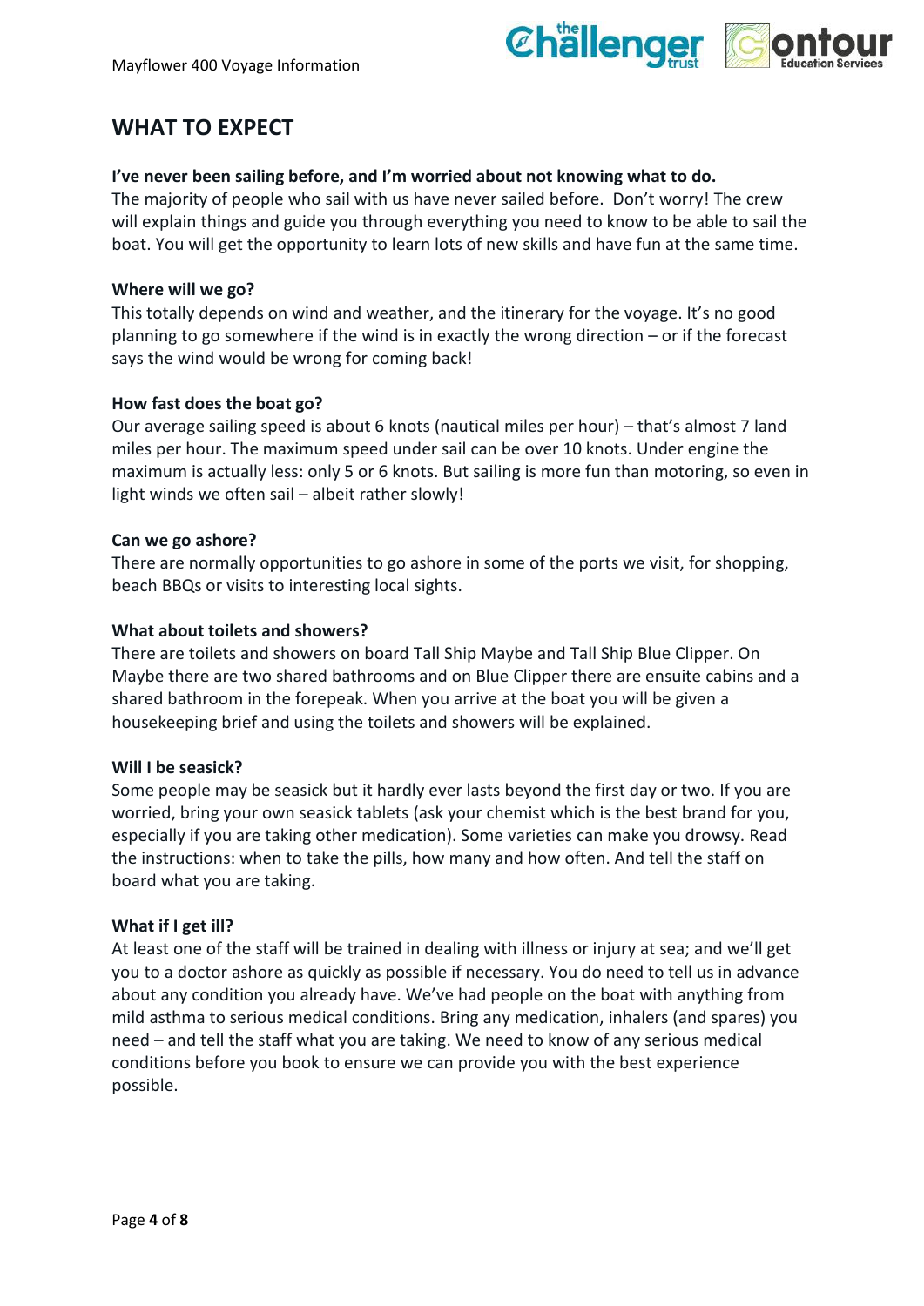## WHAT TO EXPECT

**I've never been sailing before, and I'm worried about not knowing what to do.**
The majority of people who sail with us have never sailed before. Don't worry! The crew will explain things and guide you through everything you need to know to be able to sail the boat. You will get the opportunity to learn lots of new skills and have fun at the same time.

**Where will we go?**
This totally depends on wind and weather, and the itinerary for the voyage. It's no good planning to go somewhere if the wind is in exactly the wrong direction – or if the forecast says the wind would be wrong for coming back!

**How fast does the boat go?**
Our average sailing speed is about 6 knots (nautical miles per hour) – that's almost 7 land miles per hour. The maximum speed under sail can be over 10 knots. Under engine the maximum is actually less: only 5 or 6 knots. But sailing is more fun than motoring, so even in light winds we often sail – albeit rather slowly!

**Can we go ashore?**
There are normally opportunities to go ashore in some of the ports we visit, for shopping, beach BBQs or visits to interesting local sights.

**What about toilets and showers?**
There are toilets and showers on board Tall Ship Maybe and Tall Ship Blue Clipper. On Maybe there are two shared bathrooms and on Blue Clipper there are ensuite cabins and a shared bathroom in the forepeak. When you arrive at the boat you will be given a housekeeping brief and using the toilets and showers will be explained.

**Will I be seasick?**
Some people may be seasick but it hardly ever lasts beyond the first day or two. If you are worried, bring your own seasick tablets (ask your chemist which is the best brand for you, especially if you are taking other medication). Some varieties can make you drowsy. Read the instructions: when to take the pills, how many and how often. And tell the staff on board what you are taking.

**What if I get ill?**
At least one of the staff will be trained in dealing with illness or injury at sea; and we'll get you to a doctor ashore as quickly as possible if necessary. You do need to tell us in advance about any condition you already have. We've had people on the boat with anything from mild asthma to serious medical conditions. Bring any medication, inhalers (and spares) you need – and tell the staff what you are taking. We need to know of any serious medical conditions before you book to ensure we can provide you with the best experience possible.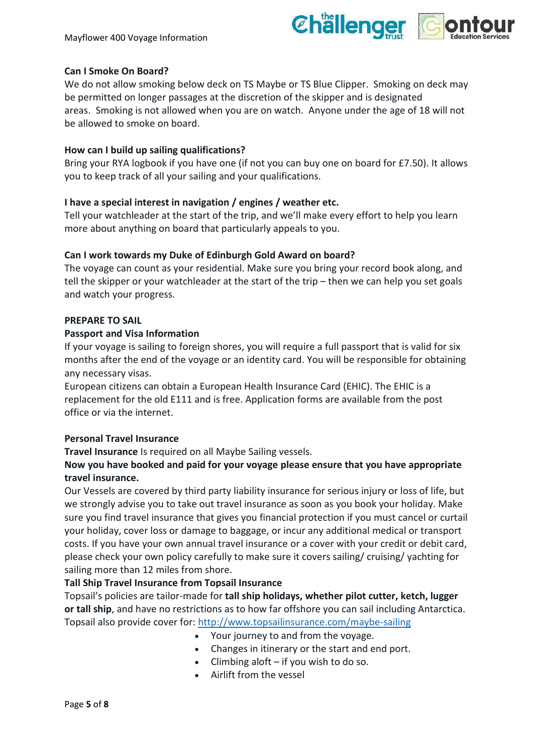**Can I Smoke On Board?**

We do not allow smoking below deck on TS Maybe or TS Blue Clipper. Smoking on deck may be permitted on longer passages at the discretion of the skipper and is designated areas. Smoking is not allowed when you are on watch. Anyone under the age of 18 will not be allowed to smoke on board.

**How can I build up sailing qualifications?**

Bring your RYA logbook if you have one (if not you can buy one on board for £7.50). It allows you to keep track of all your sailing and your qualifications.

**I have a special interest in navigation / engines / weather etc.**

Tell your watchleader at the start of the trip, and we'll make every effort to help you learn more about anything on board that particularly appeals to you.

**Can I work towards my Duke of Edinburgh Gold Award on board?**

The voyage can count as your residential. Make sure you bring your record book along, and tell the skipper or your watchleader at the start of the trip – then we can help you set goals and watch your progress.

## PREPARE TO SAIL

**Passport and Visa Information**

If your voyage is sailing to foreign shores, you will require a full passport that is valid for six months after the end of the voyage or an identity card. You will be responsible for obtaining any necessary visas.

European citizens can obtain a European Health Insurance Card (EHIC). The EHIC is a replacement for the old E111 and is free. Application forms are available from the post office or via the internet.

**Personal Travel Insurance**

**Travel Insurance** Is required on all Maybe Sailing vessels.

**Now you have booked and paid for your voyage please ensure that you have appropriate travel insurance.**

Our Vessels are covered by third party liability insurance for serious injury or loss of life, but we strongly advise you to take out travel insurance as soon as you book your holiday. Make sure you find travel insurance that gives you financial protection if you must cancel or curtail your holiday, cover loss or damage to baggage, or incur any additional medical or transport costs. If you have your own annual travel insurance or a cover with your credit or debit card, please check your own policy carefully to make sure it covers sailing/ cruising/ yachting for sailing more than 12 miles from shore.

**Tall Ship Travel Insurance from Topsail Insurance**

Topsail's policies are tailor-made for **tall ship holidays, whether pilot cutter, ketch, lugger or tall ship**, and have no restrictions as to how far offshore you can sail including Antarctica. Topsail also provide cover for: http://www.topsailinsurance.com/maybe-sailing

- Your journey to and from the voyage.
- Changes in itinerary or the start and end port.
- Climbing aloft – if you wish to do so.
- Airlift from the vessel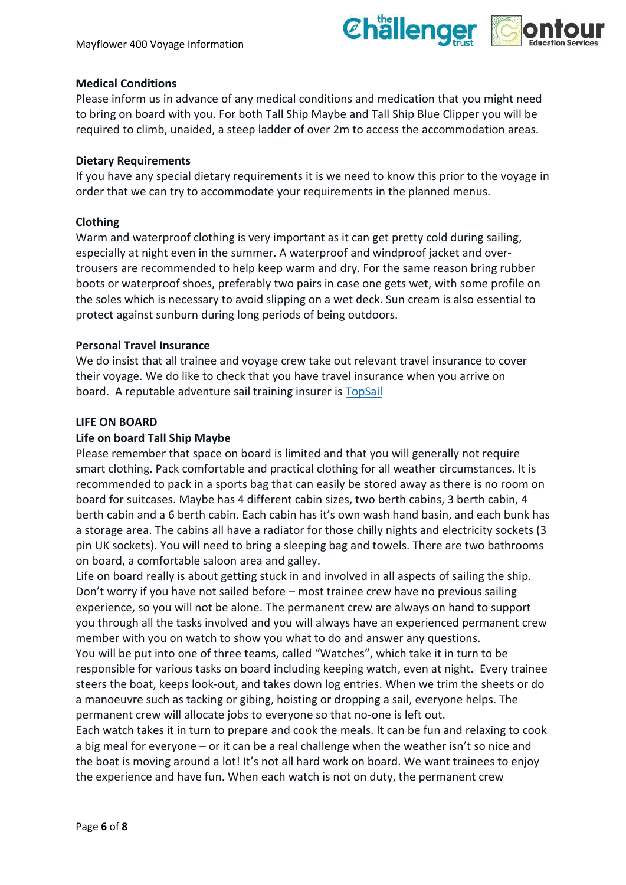**Medical Conditions**

Please inform us in advance of any medical conditions and medication that you might need to bring on board with you. For both Tall Ship Maybe and Tall Ship Blue Clipper you will be required to climb, unaided, a steep ladder of over 2m to access the accommodation areas.

**Dietary Requirements**

If you have any special dietary requirements it is we need to know this prior to the voyage in order that we can try to accommodate your requirements in the planned menus.

**Clothing**

Warm and waterproof clothing is very important as it can get pretty cold during sailing, especially at night even in the summer. A waterproof and windproof jacket and over-trousers are recommended to help keep warm and dry. For the same reason bring rubber boots or waterproof shoes, preferably two pairs in case one gets wet, with some profile on the soles which is necessary to avoid slipping on a wet deck. Sun cream is also essential to protect against sunburn during long periods of being outdoors.

**Personal Travel Insurance**

We do insist that all trainee and voyage crew take out relevant travel insurance to cover their voyage. We do like to check that you have travel insurance when you arrive on board. A reputable adventure sail training insurer is TopSail

**LIFE ON BOARD**

**Life on board Tall Ship Maybe**

Please remember that space on board is limited and that you will generally not require smart clothing. Pack comfortable and practical clothing for all weather circumstances. It is recommended to pack in a sports bag that can easily be stored away as there is no room on board for suitcases. Maybe has 4 different cabin sizes, two berth cabins, 3 berth cabin, 4 berth cabin and a 6 berth cabin. Each cabin has it's own wash hand basin, and each bunk has a storage area. The cabins all have a radiator for those chilly nights and electricity sockets (3 pin UK sockets). You will need to bring a sleeping bag and towels. There are two bathrooms on board, a comfortable saloon area and galley.

Life on board really is about getting stuck in and involved in all aspects of sailing the ship. Don't worry if you have not sailed before – most trainee crew have no previous sailing experience, so you will not be alone. The permanent crew are always on hand to support you through all the tasks involved and you will always have an experienced permanent crew member with you on watch to show you what to do and answer any questions.

You will be put into one of three teams, called "Watches", which take it in turn to be responsible for various tasks on board including keeping watch, even at night. Every trainee steers the boat, keeps look-out, and takes down log entries. When we trim the sheets or do a manoeuvre such as tacking or gibing, hoisting or dropping a sail, everyone helps. The permanent crew will allocate jobs to everyone so that no-one is left out.

Each watch takes it in turn to prepare and cook the meals. It can be fun and relaxing to cook a big meal for everyone – or it can be a real challenge when the weather isn't so nice and the boat is moving around a lot! It's not all hard work on board. We want trainees to enjoy the experience and have fun. When each watch is not on duty, the permanent crew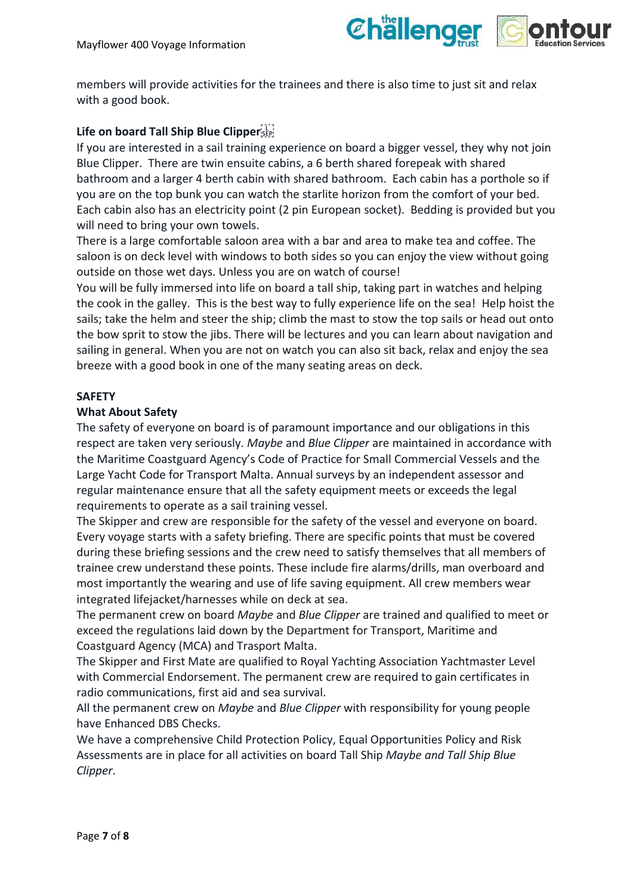members will provide activities for the trainees and there is also time to just sit and relax with a good book.

**Life on board Tall Ship Blue Clipper**

If you are interested in a sail training experience on board a bigger vessel, they why not join Blue Clipper. There are twin ensuite cabins, a 6 berth shared forepeak with shared bathroom and a larger 4 berth cabin with shared bathroom. Each cabin has a porthole so if you are on the top bunk you can watch the starlite horizon from the comfort of your bed. Each cabin also has an electricity point (2 pin European socket). Bedding is provided but you will need to bring your own towels.

There is a large comfortable saloon area with a bar and area to make tea and coffee. The saloon is on deck level with windows to both sides so you can enjoy the view without going outside on those wet days. Unless you are on watch of course!

You will be fully immersed into life on board a tall ship, taking part in watches and helping the cook in the galley. This is the best way to fully experience life on the sea! Help hoist the sails; take the helm and steer the ship; climb the mast to stow the top sails or head out onto the bow sprit to stow the jibs. There will be lectures and you can learn about navigation and sailing in general. When you are not on watch you can also sit back, relax and enjoy the sea breeze with a good book in one of the many seating areas on deck.

## SAFETY

**What About Safety**

The safety of everyone on board is of paramount importance and our obligations in this respect are taken very seriously. *Maybe* and *Blue Clipper* are maintained in accordance with the Maritime Coastguard Agency's Code of Practice for Small Commercial Vessels and the Large Yacht Code for Transport Malta. Annual surveys by an independent assessor and regular maintenance ensure that all the safety equipment meets or exceeds the legal requirements to operate as a sail training vessel.

The Skipper and crew are responsible for the safety of the vessel and everyone on board. Every voyage starts with a safety briefing. There specific points that must be covered during these briefing sessions and the crew need to satisfy themselves that all members of trainee crew understand these points. These include fire alarms/drills, man overboard and most importantly the wearing and use of life saving equipment. All crew members wear integrated lifejacket/harnesses while on deck at sea.

The permanent crew on board *Maybe* and *Blue Clipper* are trained and qualified to meet or exceed the regulations laid down by the Department for Transport, Maritime and Coastguard Agency (MCA) and Trasport Malta.

The Skipper and First Mate are qualified to Royal Yachting Association Yachtmaster Level with Commercial Endorsement. The permanent crew are required to gain certificates in radio communications, first aid and sea survival.

All the permanent crew on *Maybe* and *Blue Clipper* with responsibility for young people have Enhanced DBS Checks.

We have a comprehensive Child Protection Policy, Equal Opportunities Policy and Risk Assessments are in place for all activities on board Tall Ship *Maybe and Tall Ship Blue Clipper*.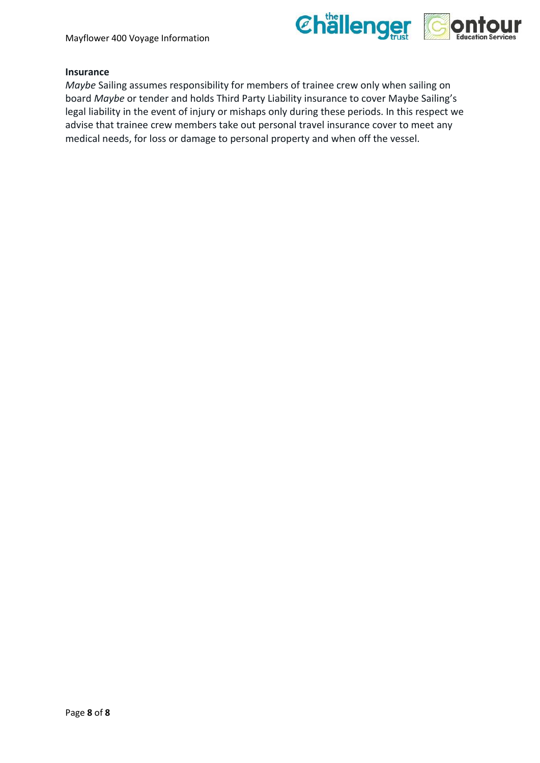**Insurance**

*Maybe* Sailing assumes responsibility for members of trainee crew only when sailing on board *Maybe* or tender and holds Third Party Liability insurance to cover Maybe Sailing's legal liability in the event of injury or mishaps only during these periods. In this respect we advise that trainee crew members take out personal travel insurance cover to meet any medical needs, for loss or damage to personal property and when off the vessel.